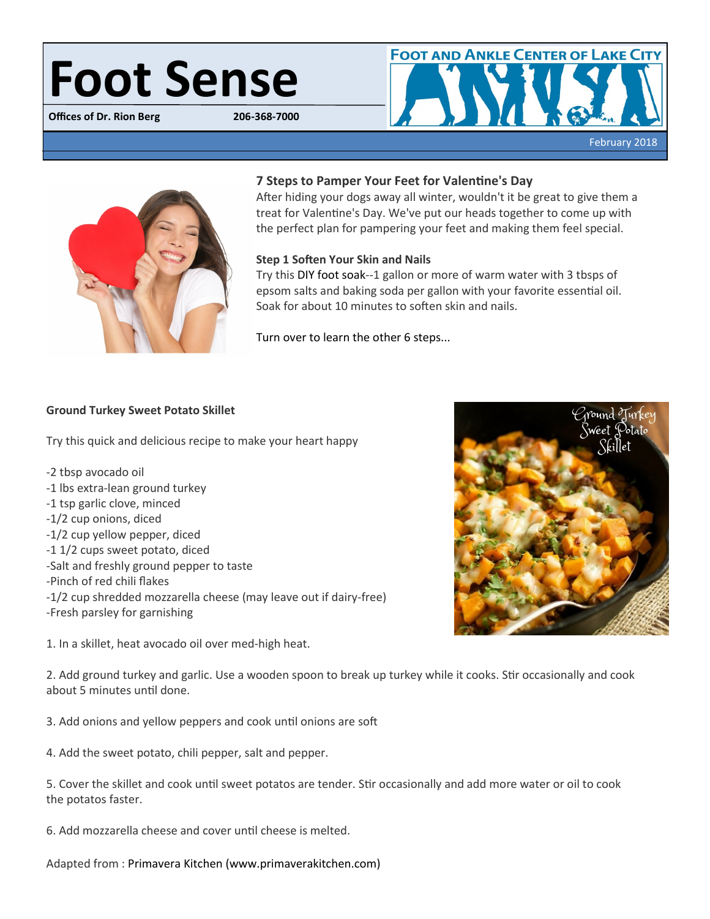# Foot Sense

**Offices of Dr. Rion Berg** **206-368-7000**

FOOT AND ANKLE CENTER OF LAKE CITY

February 2018

### 7 Steps to Pamper Your Feet for Valentine's Day

After hiding your dogs away all winter, wouldn't it be great to give them a treat for Valentine's Day. We've put our heads together to come up with the perfect plan for pampering your feet and making them feel special.

**Step 1 Soften Your Skin and Nails**

Try this DIY foot soak--1 gallon or more of warm water with 3 tbsps of epsom salts and baking soda per gallon with your favorite essential oil. Soak for about 10 minutes to soften skin and nails.

Turn over to learn the other 6 steps...

### Ground Turkey Sweet Potato Skillet

Try this quick and delicious recipe to make your heart happy

-2 tbsp avocado oil
-1 lbs extra-lean ground turkey
-1 tsp garlic clove, minced
-1/2 cup onions, diced
-1/2 cup yellow pepper, diced
-1 1/2 cups sweet potato, diced
-Salt and freshly ground pepper to taste
-Pinch of red chili flakes
-1/2 cup shredded mozzarella cheese (may leave out if dairy-free)
-Fresh parsley for garnishing

1. In a skillet, heat avocado oil over med-high heat.

2. Add ground turkey and garlic. Use a wooden spoon to break up turkey while it cooks. Stir occasionally and cook about 5 minutes until done.

3. Add onions and yellow peppers and cook until onions are soft

4. Add the sweet potato, chili pepper, salt and pepper.

5. Cover the skillet and cook until sweet potatos are tender. Stir occasionally and add more water or oil to cook the potatos faster.

6. Add mozzarella cheese and cover until cheese is melted.

Adapted from : Primavera Kitchen (www.primaverakitchen.com)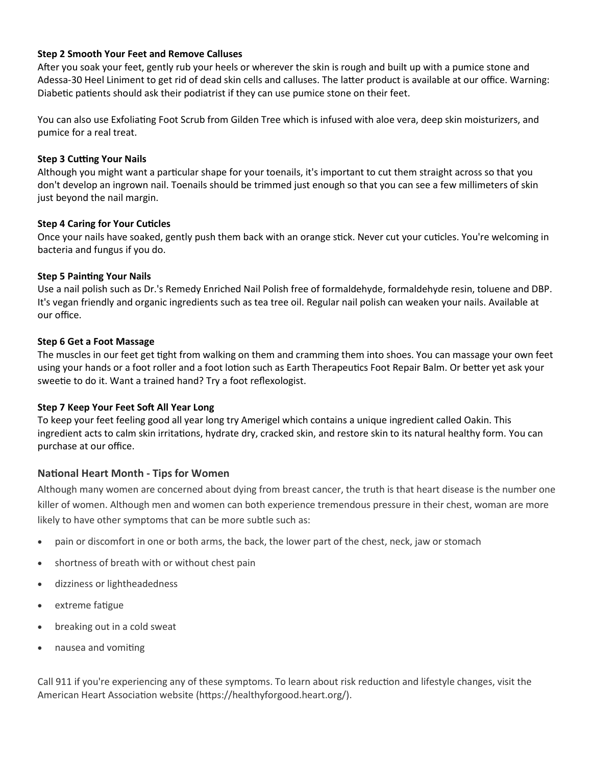**Step 2 Smooth Your Feet and Remove Calluses**

After you soak your feet, gently rub your heels or wherever the skin is rough and built up with a pumice stone and Adessa-30 Heel Liniment to get rid of dead skin cells and calluses. The latter product is available at our office. Warning: Diabetic patients should ask their podiatrist if they can use pumice stone on their feet.

You can also use Exfoliating Foot Scrub from Gilden Tree which is infused with aloe vera, deep skin moisturizers, and pumice for a real treat.

**Step 3 Cutting Your Nails**

Although you might want a particular shape for your toenails, it's important to cut them straight across so that you don't develop an ingrown nail. Toenails should be trimmed just enough so that you can see a few millimeters of skin just beyond the nail margin.

**Step 4 Caring for Your Cuticles**

Once your nails have soaked, gently push them back with an orange stick. Never cut your cuticles. You're welcoming in bacteria and fungus if you do.

**Step 5 Painting Your Nails**

Use a nail polish such as Dr.'s Remedy Enriched Nail Polish free of formaldehyde, formaldehyde resin, toluene and DBP. It's vegan friendly and organic ingredients such as tea tree oil. Regular nail polish can weaken your nails. Available at our office.

**Step 6 Get a Foot Massage**

The muscles in our feet get tight from walking on them and cramming them into shoes. You can massage your own feet using your hands or a foot roller and a foot lotion such as Earth Therapeutics Foot Repair Balm. Or better yet ask your sweetie to do it. Want a trained hand? Try a foot reflexologist.

**Step 7 Keep Your Feet Soft All Year Long**

To keep your feet feeling good all year long try Amerigel which contains a unique ingredient called Oakin. This ingredient acts to calm skin irritations, hydrate dry, cracked skin, and restore skin to its natural healthy form. You can purchase at our office.

## National Heart Month - Tips for Women

Although many women are concerned about dying from breast cancer, the truth is that heart disease is the number one killer of women. Although men and women can both experience tremendous pressure in their chest, woman are more likely to have other symptoms that can be more subtle such as:

- pain or discomfort in one or both arms, the back, the lower part of the chest, neck, jaw or stomach
- shortness of breath with or without chest pain
- dizziness or lightheadedness
- extreme fatigue
- breaking out in a cold sweat
- nausea and vomiting

Call 911 if you're experiencing any of these symptoms. To learn about risk reduction and lifestyle changes, visit the American Heart Association website (https://healthyforgood.heart.org/).